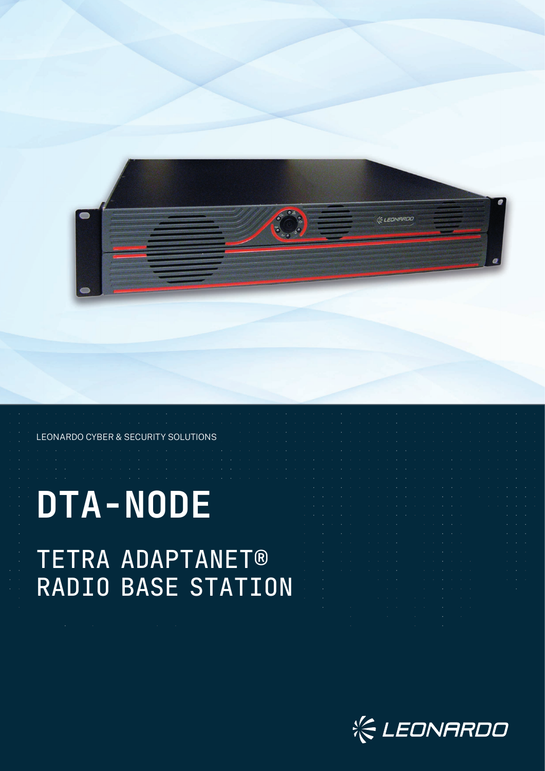LEONARDO CYBER & SECURITY SOLUTIONS

# DTA-NODE

## TETRA ADAPTANET® RADIO BASE STATION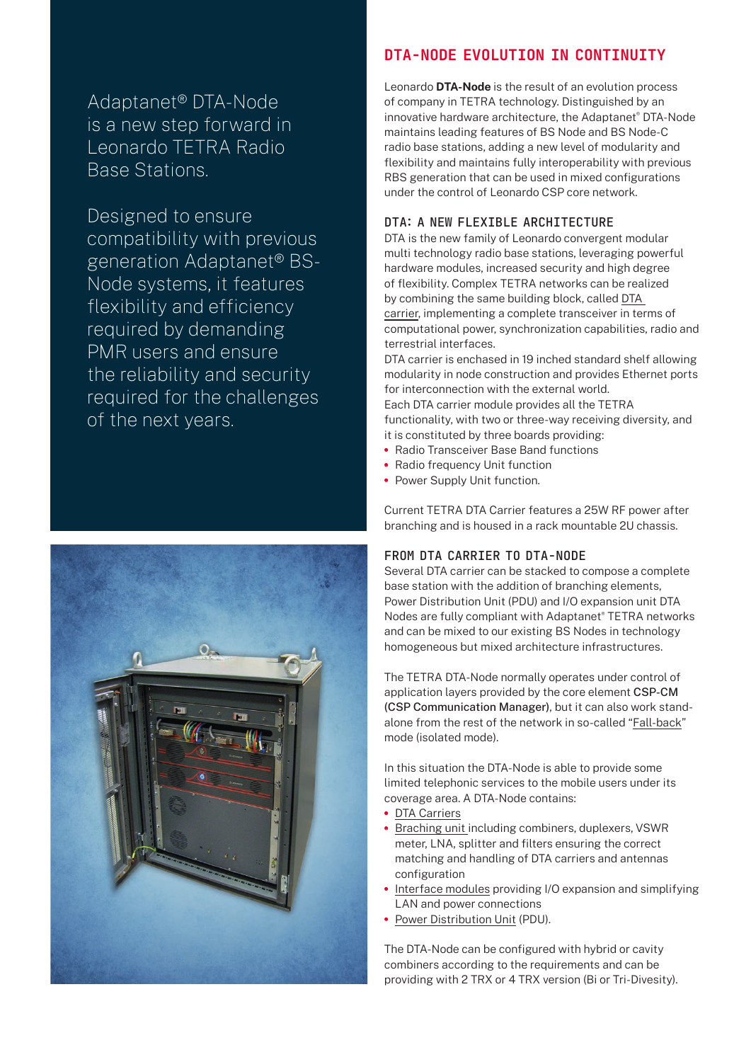Adaptanet® DTA-Node is a new step forward in Leonardo TETRA Radio Base Stations.

Designed to ensure compatibility with previous generation Adaptanet® BS-Node systems, it features flexibility and efficiency required by demanding PMR users and ensure the reliability and security required for the challenges of the next years.

## DTA-NODE EVOLUTION IN CONTINUITY

Leonardo **DTA-Node** is the result of an evolution process of company in TETRA technology. Distinguished by an innovative hardware architecture, the Adaptanet® DTA-Node maintains leading features of BS Node and BS Node-C radio base stations, adding a new level of modularity and flexibility and maintains fully interoperability with previous RBS generation that can be used in mixed configurations under the control of Leonardo CSP core network.

### DTA: A NEW FLEXIBLE ARCHITECTURE

DTA is the new family of Leonardo convergent modular multi technology radio base stations, leveraging powerful hardware modules, increased security and high degree of flexibility. Complex TETRA networks can be realized by combining the same building block, called DTA carrier, implementing a complete transceiver in terms of computational power, synchronization capabilities, radio and terrestrial interfaces.

DTA carrier is enchased in 19 inched standard shelf allowing modularity in node construction and provides Ethernet ports for interconnection with the external world.

Each DTA carrier module provides all the TETRA functionality, with two or three-way receiving diversity, and it is constituted by three boards providing:

- Radio Transceiver Base Band functions
- Radio frequency Unit function
- Power Supply Unit function.

Current TETRA DTA Carrier features a 25W RF power after branching and is housed in a rack mountable 2U chassis.

### FROM DTA CARRIER TO DTA-NODE

Several DTA carrier can be stacked to compose a complete base station with the addition of branching elements, Power Distribution Unit (PDU) and I/O expansion unit DTA Nodes are fully compliant with Adaptanet® TETRA networks and can be mixed to our existing BS Nodes in technology homogeneous but mixed architecture infrastructures.

The TETRA DTA-Node normally operates under control of application layers provided by the core element **CSP-CM (CSP Communication Manager)**, but it can also work stand-alone from the rest of the network in so-called "Fall-back" mode (isolated mode).

In this situation the DTA-Node is able to provide some limited telephonic services to the mobile users under its coverage area. A DTA-Node contains:

- DTA Carriers
- Braching unit including combiners, duplexers, VSWR meter, LNA, splitter and filters ensuring the correct matching and handling of DTA carriers and antennas configuration
- Interface modules providing I/O expansion and simplifying LAN and power connections
- Power Distribution Unit (PDU).

The DTA-Node can be configured with hybrid or cavity combiners according to the requirements and can be providing with 2 TRX or 4 TRX version (Bi or Tri-Divesity).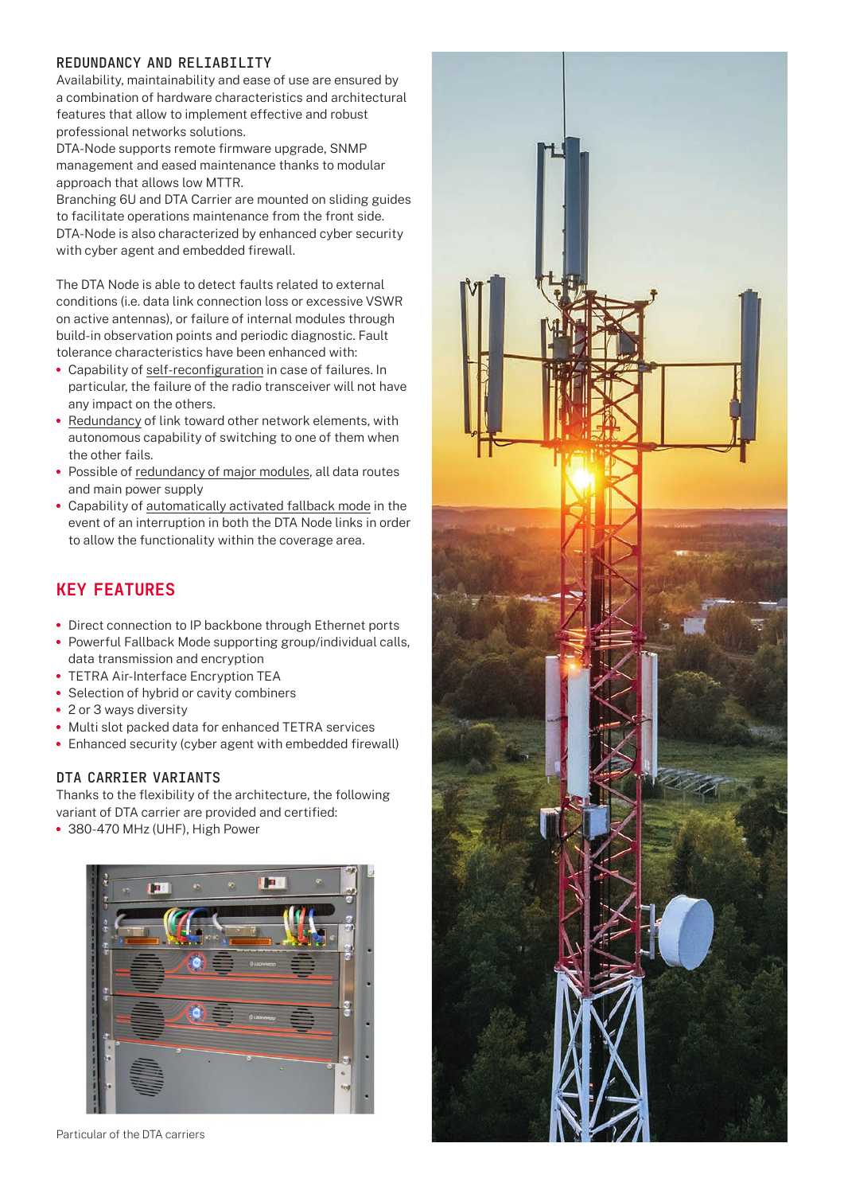### REDUNDANCY AND RELIABILITY

Availability, maintainability and ease of use are ensured by a combination of hardware characteristics and architectural features that allow to implement effective and robust professional networks solutions.
DTA-Node supports remote firmware upgrade, SNMP management and eased maintenance thanks to modular approach that allows low MTTR.
Branching 6U and DTA Carrier are mounted on sliding guides to facilitate operations maintenance from the front side.
DTA-Node is also characterized by enhanced cyber security with cyber agent and embedded firewall.

The DTA Node is able to detect faults related to external conditions (i.e. data link connection loss or excessive VSWR on active antennas), or failure of internal modules through build-in observation points and periodic diagnostic. Fault tolerance characteristics have been enhanced with:

- Capability of self-reconfiguration in case of failures. In particular, the failure of the radio transceiver will not have any impact on the others.
- Redundancy of link toward other network elements, with autonomous capability of switching to one of them when the other fails.
- Possible of redundancy of major modules, all data routes and main power supply
- Capability of automatically activated fallback mode in the event of an interruption in both the DTA Node links in order to allow the functionality within the coverage area.

## KEY FEATURES

- Direct connection to IP backbone through Ethernet ports
- Powerful Fallback Mode supporting group/individual calls, data transmission and encryption
- TETRA Air-Interface Encryption TEA
- Selection of hybrid or cavity combiners
- 2 or 3 ways diversity
- Multi slot packed data for enhanced TETRA services
- Enhanced security (cyber agent with embedded firewall)

### DTA CARRIER VARIANTS

Thanks to the flexibility of the architecture, the following variant of DTA carrier are provided and certified:

- 380-470 MHz (UHF), High Power

Particular of the DTA carriers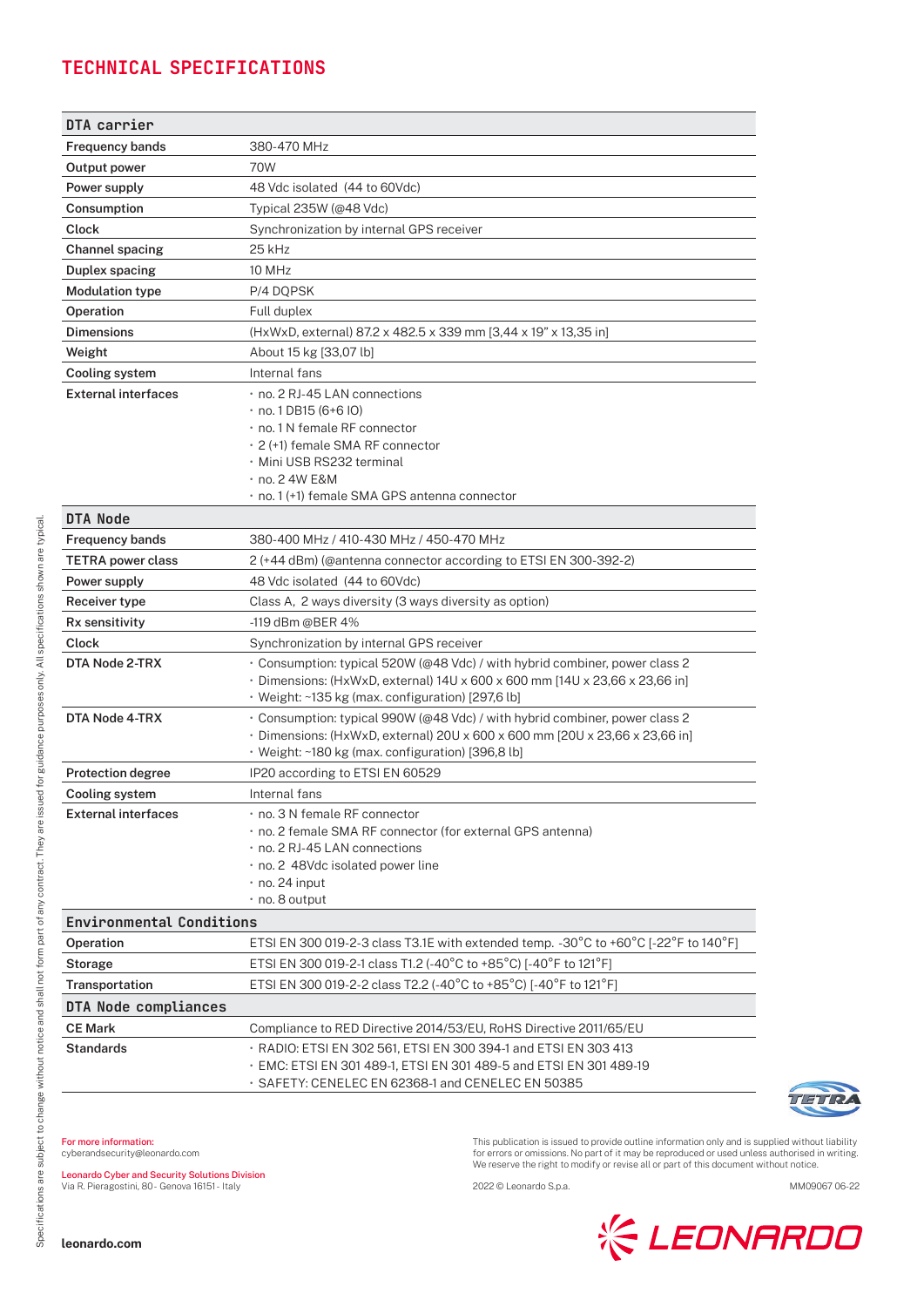# TECHNICAL SPECIFICATIONS

| | |
|---|---|
| **DTA carrier** | |
| **Frequency bands** | 380-470 MHz |
| **Output power** | 70W |
| **Power supply** | 48 Vdc isolated (44 to 60Vdc) |
| **Consumption** | Typical 235W (@48 Vdc) |
| **Clock** | Synchronization by internal GPS receiver |
| **Channel spacing** | 25 kHz |
| **Duplex spacing** | 10 MHz |
| **Modulation type** | P/4 DQPSK |
| **Operation** | Full duplex |
| **Dimensions** | (HxWxD, external) 87.2 x 482.5 x 339 mm [3,44 x 19" x 13,35 in] |
| **Weight** | About 15 kg [33,07 lb] |
| **Cooling system** | Internal fans |
| **External interfaces** | • no. 2 RJ-45 LAN connections<br>• no. 1 DB15 (6+6 IO)<br>• no. 1 N female RF connector<br>• 2 (+1) female SMA RF connector<br>• Mini USB RS232 terminal<br>• no. 2 4W E&M<br>• no. 1 (+1) female SMA GPS antenna connector |
| **DTA Node** | |
| **Frequency bands** | 380-400 MHz / 410-430 MHz / 450-470 MHz |
| **TETRA power class** | 2 (+44 dBm) (@antenna connector according to ETSI EN 300-392-2) |
| **Power supply** | 48 Vdc isolated (44 to 60Vdc) |
| **Receiver type** | Class A, 2 ways diversity (3 ways diversity as option) |
| **Rx sensitivity** | -119 dBm @BER 4% |
| **Clock** | Synchronization by internal GPS receiver |
| **DTA Node 2-TRX** | • Consumption: typical 520W (@48 Vdc) / with hybrid combiner, power class 2<br>• Dimensions: (HxWxD, external) 14U x 600 x 600 mm [14U x 23,66 x 23,66 in]<br>• Weight: ~135 kg (max. configuration) [297,6 lb] |
| **DTA Node 4-TRX** | • Consumption: typical 990W (@48 Vdc) / with hybrid combiner, power class 2<br>• Dimensions: (HxWxD, external) 20U x 600 x 600 mm [20U x 23,66 x 23,66 in]<br>• Weight: ~180 kg (max. configuration) [396,8 lb] |
| **Protection degree** | IP20 according to ETSI EN 60529 |
| **Cooling system** | Internal fans |
| **External interfaces** | • no. 3 N female RF connector<br>• no. 2 female SMA RF connector (for external GPS antenna)<br>• no. 2 RJ-45 LAN connections<br>• no. 2 48Vdc isolated power line<br>• no. 24 input<br>• no. 8 output |
| **Environmental Conditions** | |
| **Operation** | ETSI EN 300 019-2-3 class T3.1E with extended temp. -30°C to +60°C [-22°F to 140°F] |
| **Storage** | ETSI EN 300 019-2-1 class T1.2 (-40°C to +85°C) [-40°F to 121°F] |
| **Transportation** | ETSI EN 300 019-2-2 class T2.2 (-40°C to +85°C) [-40°F to 121°F] |
| **DTA Node compliances** | |
| **CE Mark** | Compliance to RED Directive 2014/53/EU, RoHS Directive 2011/65/EU |
| **Standards** | • RADIO: ETSI EN 302 561, ETSI EN 300 394-1 and ETSI EN 303 413<br>• EMC: ETSI EN 301 489-1, ETSI EN 301 489-5 and ETSI EN 301 489-19<br>• SAFETY: CENELEC EN 62368-1 and CENELEC EN 50385 |

TETRA

**For more information:**
cyberandsecurity@leonardo.com

**Leonardo Cyber and Security Solutions Division**
Via R. Pieragostini, 80 - Genova 16151 - Italy

This publication is issued to provide outline information only and is supplied without liability for errors or omissions. No part of it may be reproduced or used unless authorised in writing. We reserve the right to modify or revise all or part of this document without notice.

2022 © Leonardo S.p.a.

MM09067 06-22

Specifications are subject to change without notice and shall not form part of any contract. They are issued for guidance purposes only. All specifications shown are typical.

**leonardo.com**

LEONARDO